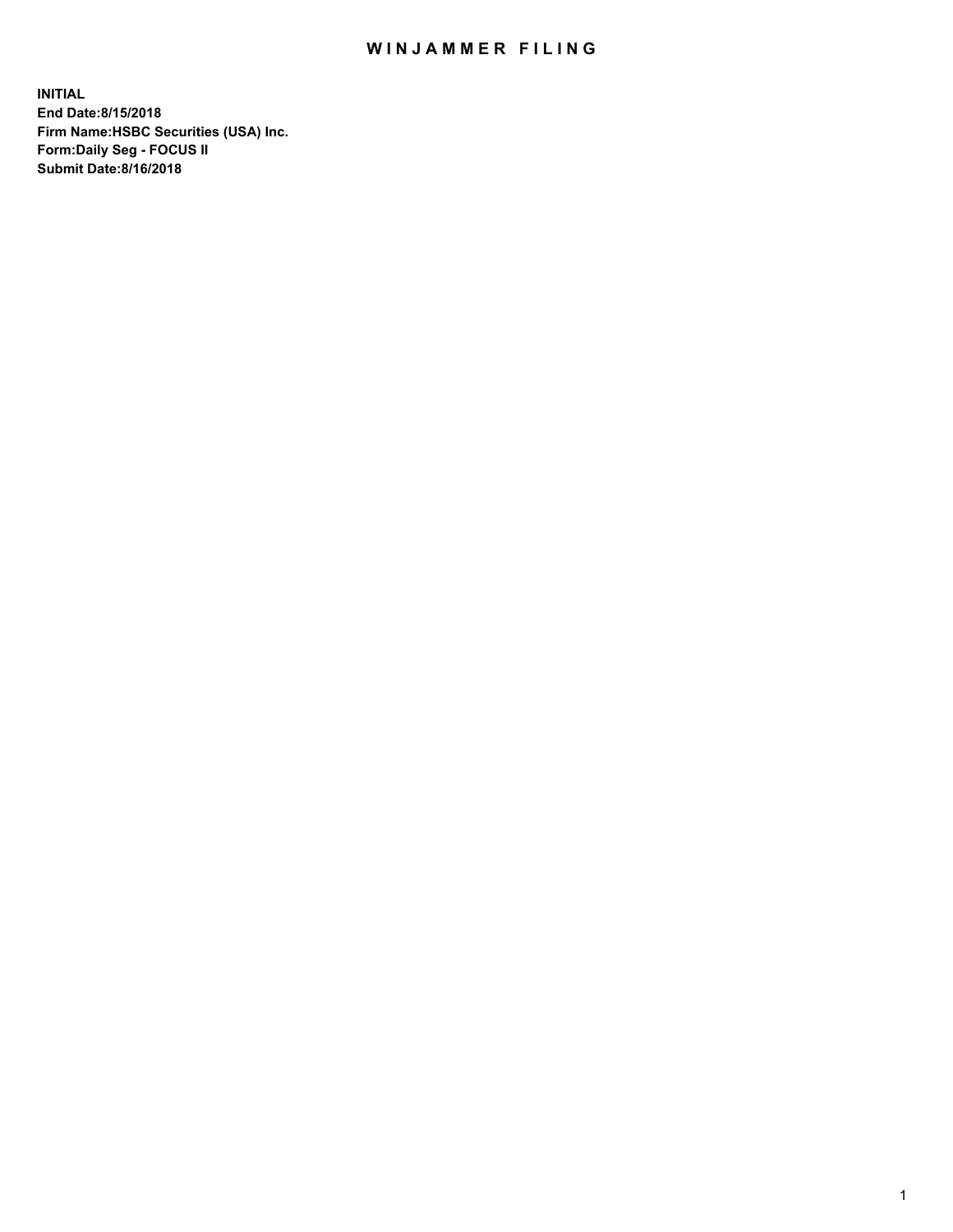# WINJAMMER FILING

**INITIAL**
**End Date:8/15/2018**
**Firm Name:HSBC Securities (USA) Inc.**
**Form:Daily Seg - FOCUS II**
**Submit Date:8/16/2018**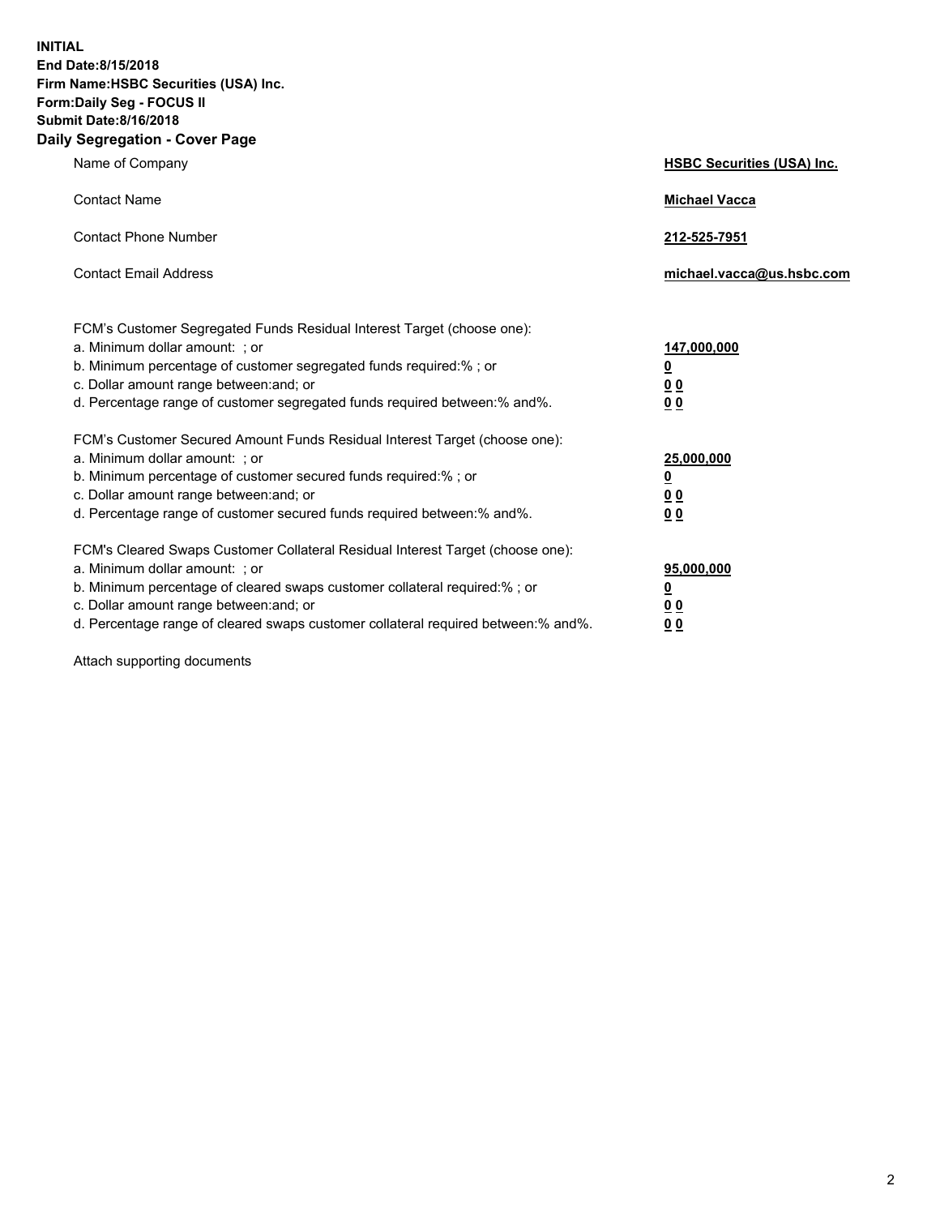**INITIAL**
**End Date:8/15/2018**
**Firm Name:HSBC Securities (USA) Inc.**
**Form:Daily Seg - FOCUS II**
**Submit Date:8/16/2018**

## Daily Segregation - Cover Page

| | |
|---|---|
| Name of Company | **HSBC Securities (USA) Inc.** |
| Contact Name | **Michael Vacca** |
| Contact Phone Number | **212-525-7951** |
| Contact Email Address | **michael.vacca@us.hsbc.com** |

FCM's Customer Segregated Funds Residual Interest Target (choose one):

| | |
|---|---|
| a. Minimum dollar amount: ; or | **147,000,000** |
| b. Minimum percentage of customer segregated funds required:% ; or | **0** |
| c. Dollar amount range between:and; or | **0 0** |
| d. Percentage range of customer segregated funds required between:% and%. | **0 0** |

FCM's Customer Secured Amount Funds Residual Interest Target (choose one):

| | |
|---|---|
| a. Minimum dollar amount: ; or | **25,000,000** |
| b. Minimum percentage of customer secured funds required:% ; or | **0** |
| c. Dollar amount range between:and; or | **0 0** |
| d. Percentage range of customer secured funds required between:% and%. | **0 0** |

FCM's Cleared Swaps Customer Collateral Residual Interest Target (choose one):

| | |
|---|---|
| a. Minimum dollar amount: ; or | **95,000,000** |
| b. Minimum percentage of cleared swaps customer collateral required:% ; or | **0** |
| c. Dollar amount range between:and; or | **0 0** |
| d. Percentage range of cleared swaps customer collateral required between:% and%. | **0 0** |

Attach supporting documents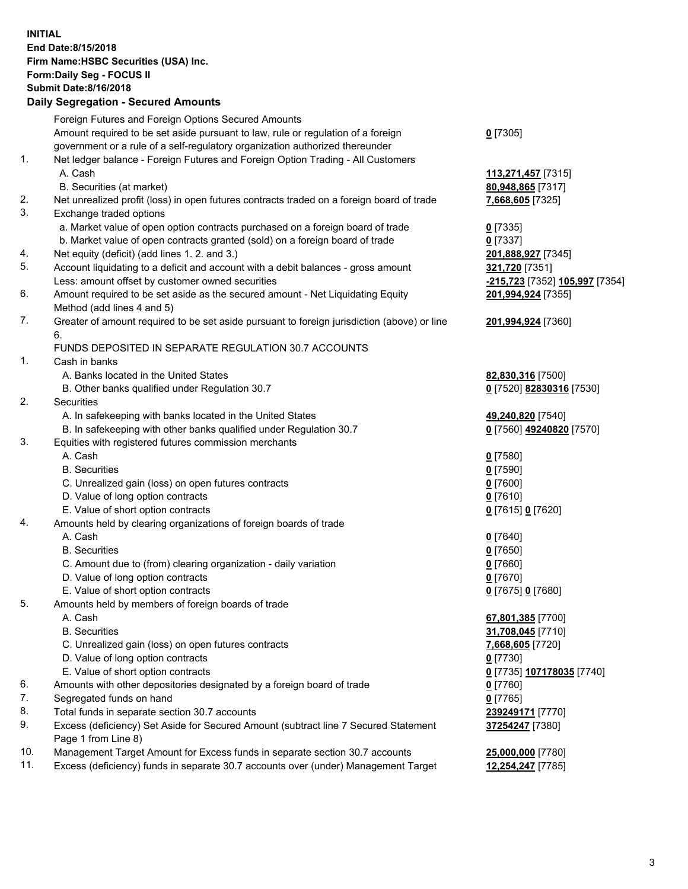**INITIAL**
**End Date:8/15/2018**
**Firm Name:HSBC Securities (USA) Inc.**
**Form:Daily Seg - FOCUS II**
**Submit Date:8/16/2018**

## Daily Segregation - Secured Amounts

| | | |
|---|---|---|
| | Foreign Futures and Foreign Options Secured Amounts | |
| | Amount required to be set aside pursuant to law, rule or regulation of a foreign government or a rule of a self-regulatory organization authorized thereunder | **0** [7305] |
| 1. | Net ledger balance - Foreign Futures and Foreign Option Trading - All Customers | |
| | A. Cash | **113,271,457** [7315] |
| | B. Securities (at market) | **80,948,865** [7317] |
| 2. | Net unrealized profit (loss) in open futures contracts traded on a foreign board of trade | **7,668,605** [7325] |
| 3. | Exchange traded options | |
| | a. Market value of open option contracts purchased on a foreign board of trade | **0** [7335] |
| | b. Market value of open contracts granted (sold) on a foreign board of trade | **0** [7337] |
| 4. | Net equity (deficit) (add lines 1. 2. and 3.) | **201,888,927** [7345] |
| 5. | Account liquidating to a deficit and account with a debit balances - gross amount | **321,720** [7351] |
| | Less: amount offset by customer owned securities | **-215,723** [7352] **105,997** [7354] |
| 6. | Amount required to be set aside as the secured amount - Net Liquidating Equity Method (add lines 4 and 5) | **201,994,924** [7355] |
| 7. | Greater of amount required to be set aside pursuant to foreign jurisdiction (above) or line 6. | **201,994,924** [7360] |
| | FUNDS DEPOSITED IN SEPARATE REGULATION 30.7 ACCOUNTS | |
| 1. | Cash in banks | |
| | A. Banks located in the United States | **82,830,316** [7500] |
| | B. Other banks qualified under Regulation 30.7 | **0** [7520] **82830316** [7530] |
| 2. | Securities | |
| | A. In safekeeping with banks located in the United States | **49,240,820** [7540] |
| | B. In safekeeping with other banks qualified under Regulation 30.7 | **0** [7560] **49240820** [7570] |
| 3. | Equities with registered futures commission merchants | |
| | A. Cash | **0** [7580] |
| | B. Securities | **0** [7590] |
| | C. Unrealized gain (loss) on open futures contracts | **0** [7600] |
| | D. Value of long option contracts | **0** [7610] |
| | E. Value of short option contracts | **0** [7615] **0** [7620] |
| 4. | Amounts held by clearing organizations of foreign boards of trade | |
| | A. Cash | **0** [7640] |
| | B. Securities | **0** [7650] |
| | C. Amount due to (from) clearing organization - daily variation | **0** [7660] |
| | D. Value of long option contracts | **0** [7670] |
| | E. Value of short option contracts | **0** [7675] **0** [7680] |
| 5. | Amounts held by members of foreign boards of trade | |
| | A. Cash | **67,801,385** [7700] |
| | B. Securities | **31,708,045** [7710] |
| | C. Unrealized gain (loss) on open futures contracts | **7,668,605** [7720] |
| | D. Value of long option contracts | **0** [7730] |
| | E. Value of short option contracts | **0** [7735] **107178035** [7740] |
| 6. | Amounts with other depositories designated by a foreign board of trade | **0** [7760] |
| 7. | Segregated funds on hand | **0** [7765] |
| 8. | Total funds in separate section 30.7 accounts | **239249171** [7770] |
| 9. | Excess (deficiency) Set Aside for Secured Amount (subtract line 7 Secured Statement Page 1 from Line 8) | **37254247** [7380] |
| 10. | Management Target Amount for Excess funds in separate section 30.7 accounts | **25,000,000** [7780] |
| 11. | Excess (deficiency) funds in separate 30.7 accounts over (under) Management Target | **12,254,247** [7785] |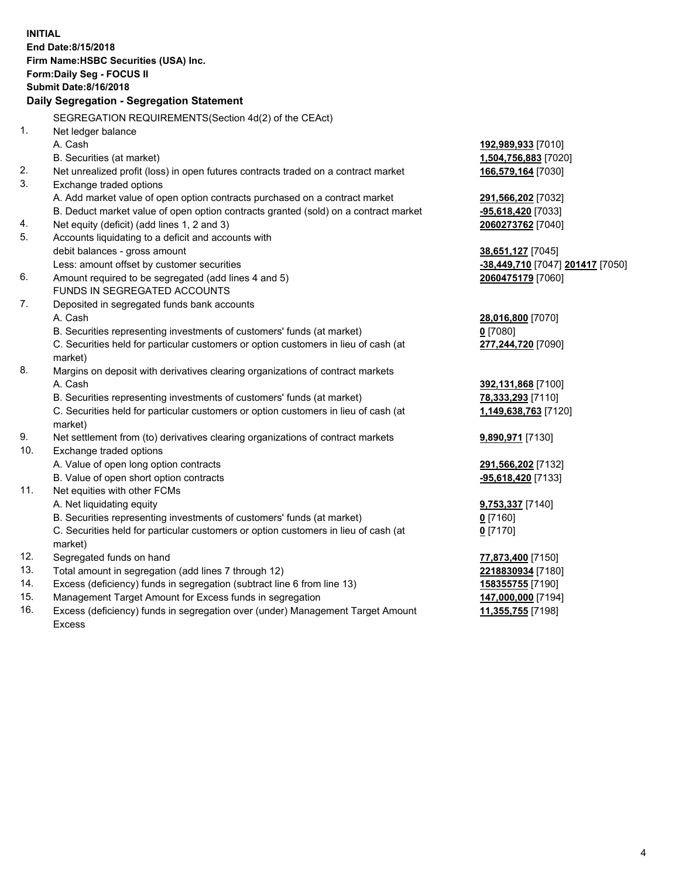**INITIAL**
**End Date:8/15/2018**
**Firm Name:HSBC Securities (USA) Inc.**
**Form:Daily Seg - FOCUS II**
**Submit Date:8/16/2018**

### Daily Segregation - Segregation Statement

SEGREGATION REQUIREMENTS(Section 4d(2) of the CEAct)

| | | |
|---|---|---|
| 1. | Net ledger balance | |
| | A. Cash | **192,989,933** [7010] |
| | B. Securities (at market) | **1,504,756,883** [7020] |
| 2. | Net unrealized profit (loss) in open futures contracts traded on a contract market | **166,579,164** [7030] |
| 3. | Exchange traded options | |
| | A. Add market value of open option contracts purchased on a contract market | **291,566,202** [7032] |
| | B. Deduct market value of open option contracts granted (sold) on a contract market | **-95,618,420** [7033] |
| 4. | Net equity (deficit) (add lines 1, 2 and 3) | **2060273762** [7040] |
| 5. | Accounts liquidating to a deficit and accounts with debit balances - gross amount | **38,651,127** [7045] |
| | Less: amount offset by customer securities | **-38,449,710** [7047] **201417** [7050] |
| 6. | Amount required to be segregated (add lines 4 and 5) | **2060475179** [7060] |
| | FUNDS IN SEGREGATED ACCOUNTS | |
| 7. | Deposited in segregated funds bank accounts | |
| | A. Cash | **28,016,800** [7070] |
| | B. Securities representing investments of customers' funds (at market) | **0** [7080] |
| | C. Securities held for particular customers or option customers in lieu of cash (at market) | **277,244,720** [7090] |
| 8. | Margins on deposit with derivatives clearing organizations of contract markets | |
| | A. Cash | **392,131,868** [7100] |
| | B. Securities representing investments of customers' funds (at market) | **78,333,293** [7110] |
| | C. Securities held for particular customers or option customers in lieu of cash (at market) | **1,149,638,763** [7120] |
| 9. | Net settlement from (to) derivatives clearing organizations of contract markets | **9,890,971** [7130] |
| 10. | Exchange traded options | |
| | A. Value of open long option contracts | **291,566,202** [7132] |
| | B. Value of open short option contracts | **-95,618,420** [7133] |
| 11. | Net equities with other FCMs | |
| | A. Net liquidating equity | **9,753,337** [7140] |
| | B. Securities representing investments of customers' funds (at market) | **0** [7160] |
| | C. Securities held for particular customers or option customers in lieu of cash (at market) | **0** [7170] |
| 12. | Segregated funds on hand | **77,873,400** [7150] |
| 13. | Total amount in segregation (add lines 7 through 12) | **2218830934** [7180] |
| 14. | Excess (deficiency) funds in segregation (subtract line 6 from line 13) | **158355755** [7190] |
| 15. | Management Target Amount for Excess funds in segregation | **147,000,000** [7194] |
| 16. | Excess (deficiency) funds in segregation over (under) Management Target Amount Excess | **11,355,755** [7198] |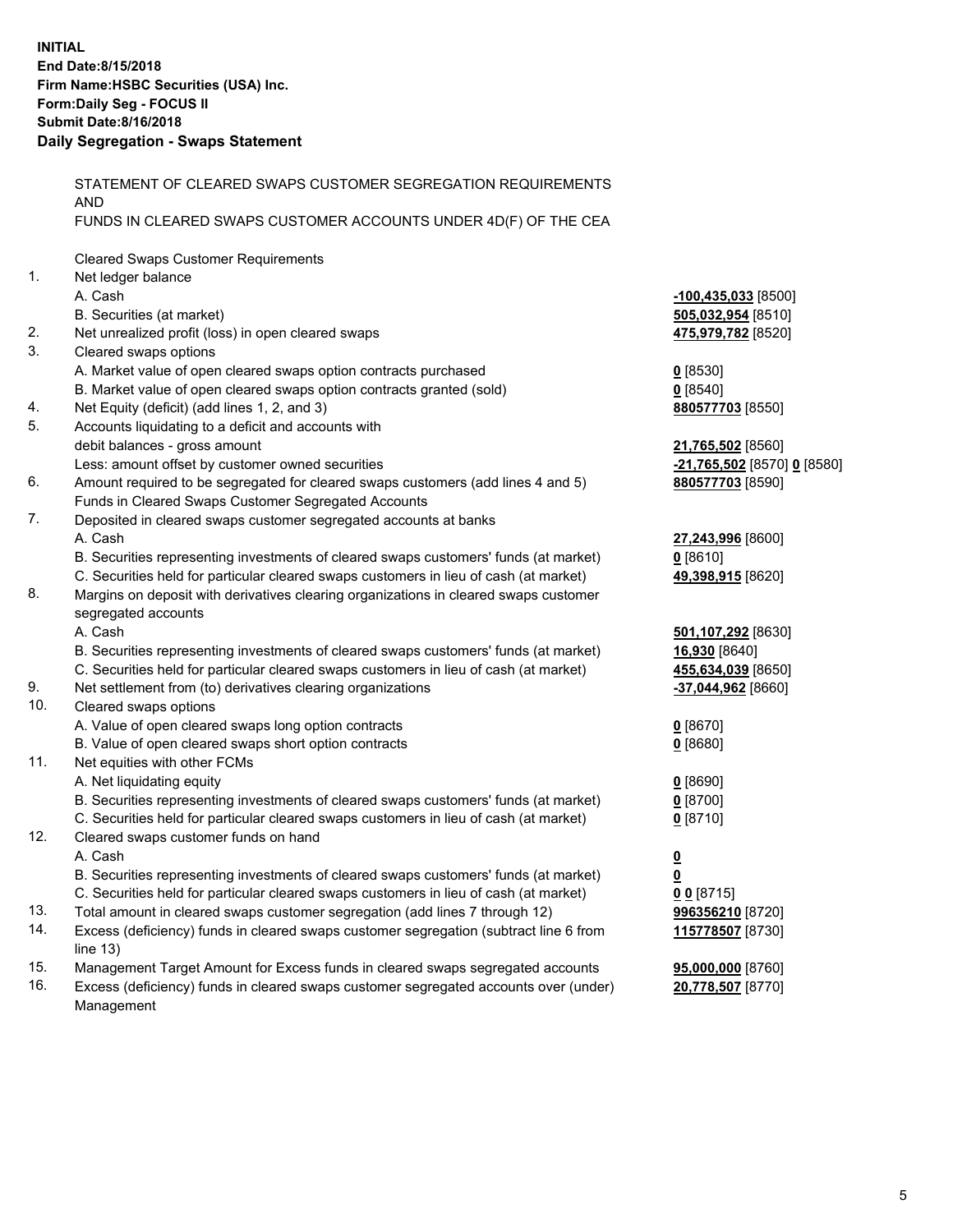**INITIAL**
**End Date:8/15/2018**
**Firm Name:HSBC Securities (USA) Inc.**
**Form:Daily Seg - FOCUS II**
**Submit Date:8/16/2018**
**Daily Segregation - Swaps Statement**

STATEMENT OF CLEARED SWAPS CUSTOMER SEGREGATION REQUIREMENTS AND FUNDS IN CLEARED SWAPS CUSTOMER ACCOUNTS UNDER 4D(F) OF THE CEA

| | | |
|---|---|---|
| | Cleared Swaps Customer Requirements | |
| 1. | Net ledger balance | |
| | A. Cash | **-100,435,033** [8500] |
| | B. Securities (at market) | **505,032,954** [8510] |
| 2. | Net unrealized profit (loss) in open cleared swaps | **475,979,782** [8520] |
| 3. | Cleared swaps options | |
| | A. Market value of open cleared swaps option contracts purchased | **0** [8530] |
| | B. Market value of open cleared swaps option contracts granted (sold) | **0** [8540] |
| 4. | Net Equity (deficit) (add lines 1, 2, and 3) | **880577703** [8550] |
| 5. | Accounts liquidating to a deficit and accounts with debit balances - gross amount | **21,765,502** [8560] |
| | Less: amount offset by customer owned securities | **-21,765,502** [8570] **0** [8580] |
| 6. | Amount required to be segregated for cleared swaps customers (add lines 4 and 5) | **880577703** [8590] |
| | Funds in Cleared Swaps Customer Segregated Accounts | |
| 7. | Deposited in cleared swaps customer segregated accounts at banks | |
| | A. Cash | **27,243,996** [8600] |
| | B. Securities representing investments of cleared swaps customers' funds (at market) | **0** [8610] |
| | C. Securities held for particular cleared swaps customers in lieu of cash (at market) | **49,398,915** [8620] |
| 8. | Margins on deposit with derivatives clearing organizations in cleared swaps customer segregated accounts | |
| | A. Cash | **501,107,292** [8630] |
| | B. Securities representing investments of cleared swaps customers' funds (at market) | **16,930** [8640] |
| | C. Securities held for particular cleared swaps customers in lieu of cash (at market) | **455,634,039** [8650] |
| 9. | Net settlement from (to) derivatives clearing organizations | **-37,044,962** [8660] |
| 10. | Cleared swaps options | |
| | A. Value of open cleared swaps long option contracts | **0** [8670] |
| | B. Value of open cleared swaps short option contracts | **0** [8680] |
| 11. | Net equities with other FCMs | |
| | A. Net liquidating equity | **0** [8690] |
| | B. Securities representing investments of cleared swaps customers' funds (at market) | **0** [8700] |
| | C. Securities held for particular cleared swaps customers in lieu of cash (at market) | **0** [8710] |
| 12. | Cleared swaps customer funds on hand | |
| | A. Cash | **0** |
| | B. Securities representing investments of cleared swaps customers' funds (at market) | **0** |
| | C. Securities held for particular cleared swaps customers in lieu of cash (at market) | **0** **0** [8715] |
| 13. | Total amount in cleared swaps customer segregation (add lines 7 through 12) | **996356210** [8720] |
| 14. | Excess (deficiency) funds in cleared swaps customer segregation (subtract line 6 from line 13) | **115778507** [8730] |
| 15. | Management Target Amount for Excess funds in cleared swaps segregated accounts | **95,000,000** [8760] |
| 16. | Excess (deficiency) funds in cleared swaps customer segregated accounts over (under) Management | **20,778,507** [8770] |